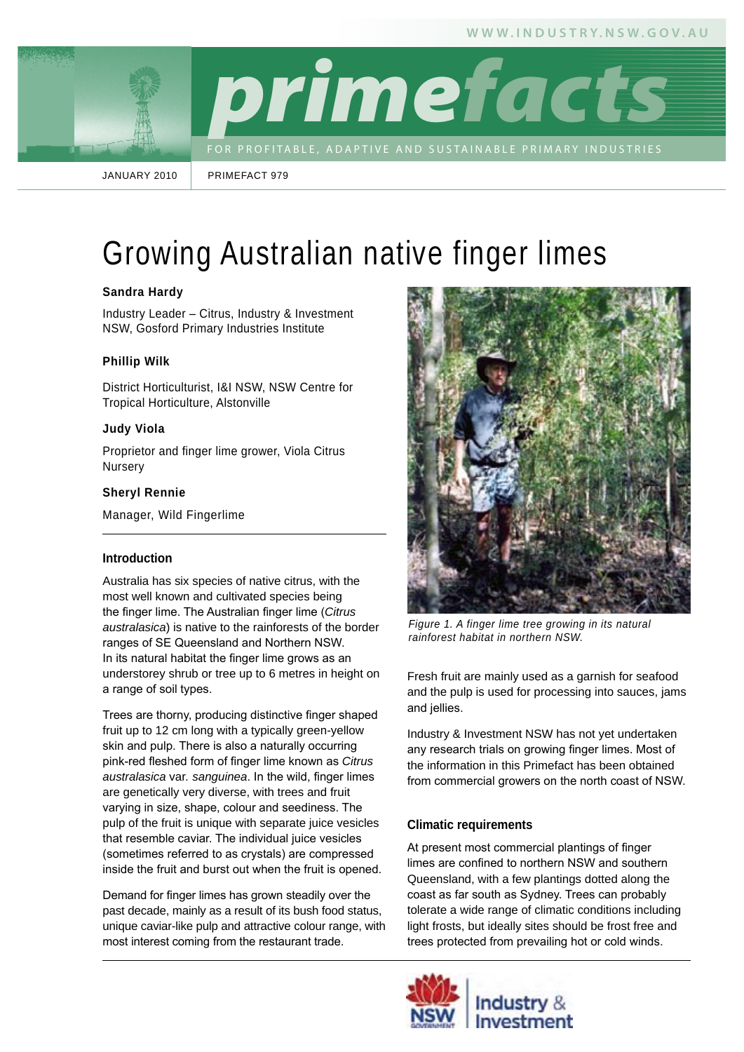JANUARY 2010 | PRIMEFACT 979

# Growing Australian native finger limes

**Sandra Hardy**

Industry Leader – Citrus, Industry & Investment NSW, Gosford Primary Industries Institute

**Phillip Wilk**

District Horticulturist, I&I NSW, NSW Centre for Tropical Horticulture, Alstonville

**Judy Viola**

Proprietor and finger lime grower, Viola Citrus Nursery

**Sheryl Rennie**

Manager, Wild Fingerlime

## Introduction

Australia has six species of native citrus, with the most well known and cultivated species being the finger lime. The Australian finger lime (*Citrus australasica*) is native to the rainforests of the border ranges of SE Queensland and Northern NSW. In its natural habitat the finger lime grows as an understorey shrub or tree up to 6 metres in height on a range of soil types.

Trees are thorny, producing distinctive finger shaped fruit up to 12 cm long with a typically green-yellow skin and pulp. There is also a naturally occurring pink-red fleshed form of finger lime known as *Citrus australasica* var. *sanguinea*. In the wild, finger limes are genetically very diverse, with trees and fruit varying in size, shape, colour and seediness. The pulp of the fruit is unique with separate juice vesicles that resemble caviar. The individual juice vesicles (sometimes referred to as crystals) are compressed inside the fruit and burst out when the fruit is opened.

Demand for finger limes has grown steadily over the past decade, mainly as a result of its bush food status, unique caviar-like pulp and attractive colour range, with most interest coming from the restaurant trade.

*Figure 1. A finger lime tree growing in its natural rainforest habitat in northern NSW.*

Fresh fruit are mainly used as a garnish for seafood and the pulp is used for processing into sauces, jams and jellies.

Industry & Investment NSW has not yet undertaken any research trials on growing finger limes. Most of the information in this Primefact has been obtained from commercial growers on the north coast of NSW.

## Climatic requirements

At present most commercial plantings of finger limes are confined to northern NSW and southern Queensland, with a few plantings dotted along the coast as far south as Sydney. Trees can probably tolerate a wide range of climatic conditions including light frosts, but ideally sites should be frost free and trees protected from prevailing hot or cold winds.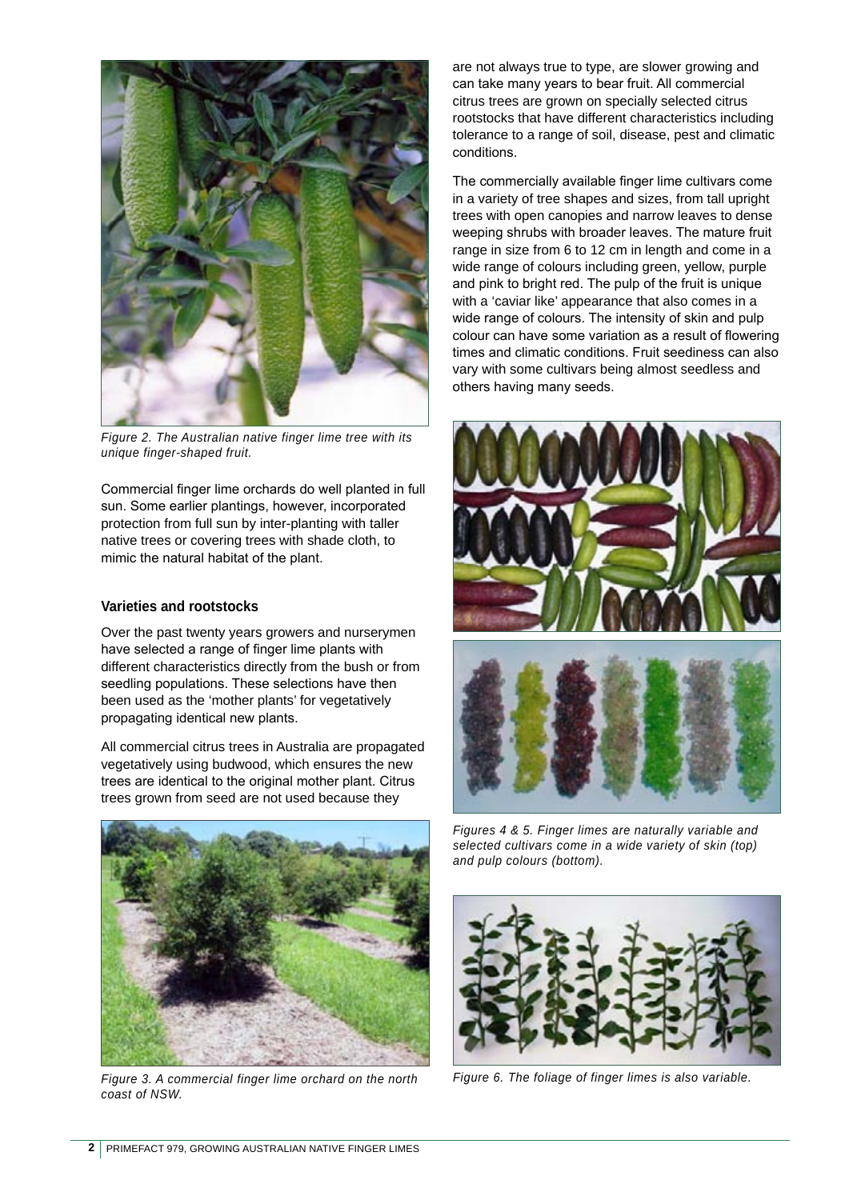*Figure 2. The Australian native finger lime tree with its unique finger-shaped fruit.*

Commercial finger lime orchards do well planted in full sun. Some earlier plantings, however, incorporated protection from full sun by inter-planting with taller native trees or covering trees with shade cloth, to mimic the natural habitat of the plant.

### Varieties and rootstocks

Over the past twenty years growers and nurserymen have selected a range of finger lime plants with different characteristics directly from the bush or from seedling populations. These selections have then been used as the 'mother plants' for vegetatively propagating identical new plants.

All commercial citrus trees in Australia are propagated vegetatively using budwood, which ensures the new trees are identical to the original mother plant. Citrus trees grown from seed are not used because they are not always true to type, are slower growing and can take many years to bear fruit. All commercial citrus trees are grown on specially selected citrus rootstocks that have different characteristics including tolerance to a range of soil, disease, pest and climatic conditions.

*Figure 3. A commercial finger lime orchard on the north coast of NSW.*

The commercially available finger lime cultivars come in a variety of tree shapes and sizes, from tall upright trees with open canopies and narrow leaves to dense weeping shrubs with broader leaves. The mature fruit range in size from 6 to 12 cm in length and come in a wide range of colours including green, yellow, purple and pink to bright red. The pulp of the fruit is unique with a 'caviar like' appearance that also comes in a wide range of colours. The intensity of skin and pulp colour can have some variation as a result of flowering times and climatic conditions. Fruit seediness can also vary with some cultivars being almost seedless and others having many seeds.

*Figures 4 & 5. Finger limes are naturally variable and selected cultivars come in a wide variety of skin (top) and pulp colours (bottom).*

*Figure 6. The foliage of finger limes is also variable.*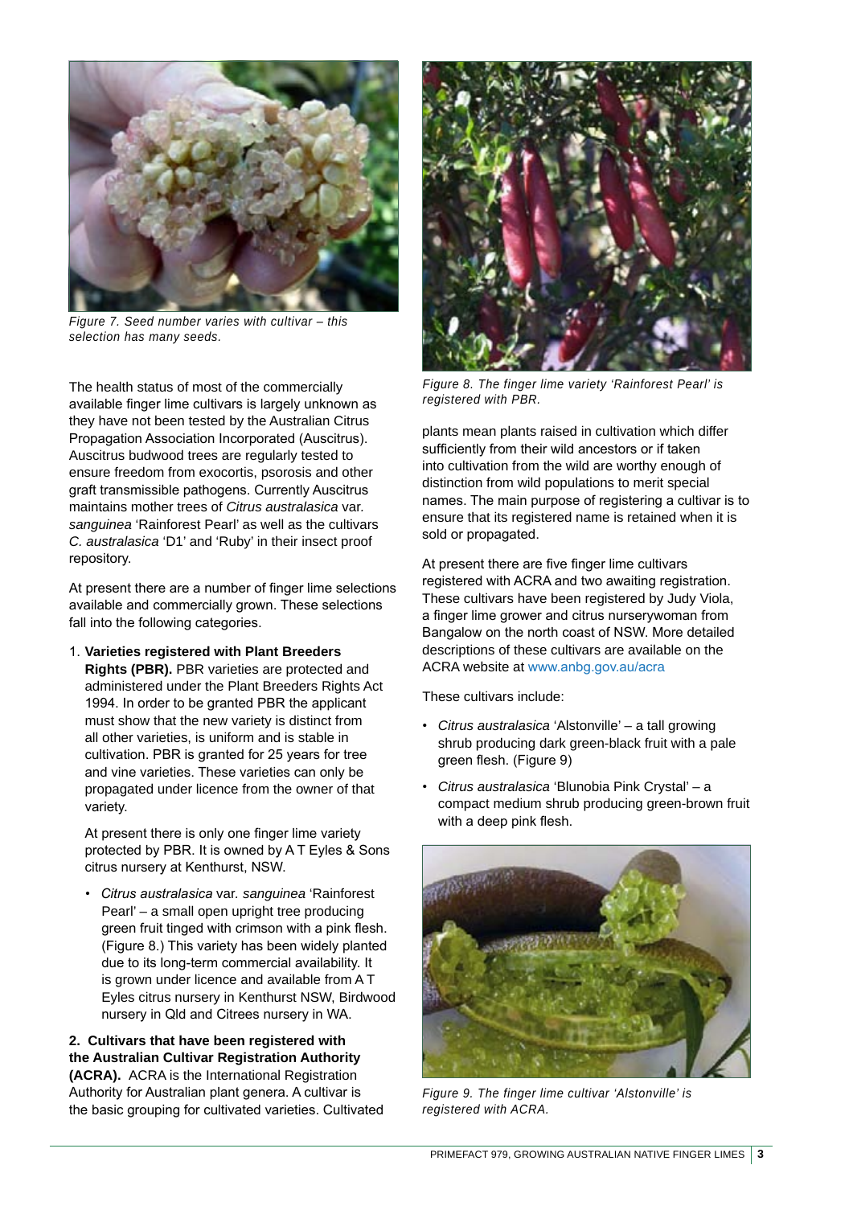Figure 7. Seed number varies with cultivar – this selection has many seeds.

The health status of most of the commercially available finger lime cultivars is largely unknown as they have not been tested by the Australian Citrus Propagation Association Incorporated (Auscitrus). Auscitrus budwood trees are regularly tested to ensure freedom from exocortis, psorosis and other graft transmissible pathogens. Currently Auscitrus maintains mother trees of *Citrus australasica* var. *sanguinea* 'Rainforest Pearl' as well as the cultivars *C. australasica* 'D1' and 'Ruby' in their insect proof repository.

At present there are a number of finger lime selections available and commercially grown. These selections fall into the following categories.

1. **Varieties registered with Plant Breeders Rights (PBR).** PBR varieties are protected and administered under the Plant Breeders Rights Act 1994. In order to be granted PBR the applicant must show that the new variety is distinct from all other varieties, is uniform and is stable in cultivation. PBR is granted for 25 years for tree and vine varieties. These varieties can only be propagated under licence from the owner of that variety.

   At present there is only one finger lime variety protected by PBR. It is owned by A T Eyles & Sons citrus nursery at Kenthurst, NSW.

   - *Citrus australasica* var. *sanguinea* 'Rainforest Pearl' – a small open upright tree producing green fruit tinged with crimson with a pink flesh. (Figure 8.) This variety has been widely planted due to its long-term commercial availability. It is grown under licence and available from A T Eyles citrus nursery in Kenthurst NSW, Birdwood nursery in Qld and Citrees nursery in WA.

**2. Cultivars that have been registered with the Australian Cultivar Registration Authority (ACRA).** ACRA is the International Registration Authority for Australian plant genera. A cultivar is the basic grouping for cultivated varieties. Cultivated plants mean plants raised in cultivation which differ sufficiently from their wild ancestors or if taken into cultivation from the wild are worthy enough of distinction from wild populations to merit special names. The main purpose of registering a cultivar is to ensure that its registered name is retained when it is sold or propagated.

Figure 8. The finger lime variety 'Rainforest Pearl' is registered with PBR.

At present there are five finger lime cultivars registered with ACRA and two awaiting registration. These cultivars have been registered by Judy Viola, a finger lime grower and citrus nurserywoman from Bangalow on the north coast of NSW. More detailed descriptions of these cultivars are available on the ACRA website at www.anbg.gov.au/acra

These cultivars include:

- *Citrus australasica* 'Alstonville' – a tall growing shrub producing dark green-black fruit with a pale green flesh. (Figure 9)
- *Citrus australasica* 'Blunobia Pink Crystal' – a compact medium shrub producing green-brown fruit with a deep pink flesh.

Figure 9. The finger lime cultivar 'Alstonville' is registered with ACRA.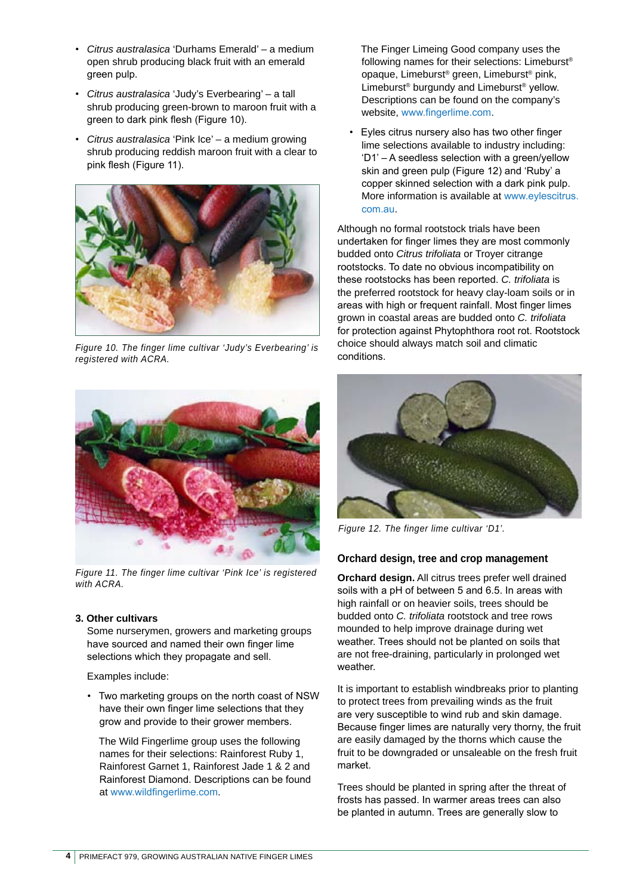- *Citrus australasica* 'Durhams Emerald' – a medium open shrub producing black fruit with an emerald green pulp.
- *Citrus australasica* 'Judy's Everbearing' – a tall shrub producing green-brown to maroon fruit with a green to dark pink flesh (Figure 10).
- *Citrus australasica* 'Pink Ice' – a medium growing shrub producing reddish maroon fruit with a clear to pink flesh (Figure 11).

*Figure 10. The finger lime cultivar 'Judy's Everbearing' is registered with ACRA.*

*Figure 11. The finger lime cultivar 'Pink Ice' is registered with ACRA.*

**3. Other cultivars**

Some nurserymen, growers and marketing groups have sourced and named their own finger lime selections which they propagate and sell.

Examples include:

- Two marketing groups on the north coast of NSW have their own finger lime selections that they grow and provide to their grower members.

  The Wild Fingerlime group uses the following names for their selections: Rainforest Ruby 1, Rainforest Garnet 1, Rainforest Jade 1 & 2 and Rainforest Diamond. Descriptions can be found at www.wildfingerlime.com.

  The Finger Limeing Good company uses the following names for their selections: Limeburst® opaque, Limeburst® green, Limeburst® pink, Limeburst® burgundy and Limeburst® yellow. Descriptions can be found on the company's website, www.fingerlime.com.

- Eyles citrus nursery also has two other finger lime selections available to industry including: 'D1' – A seedless selection with a green/yellow skin and green pulp (Figure 12) and 'Ruby' a copper skinned selection with a dark pink pulp. More information is available at www.eylescitrus.com.au.

Although no formal rootstock trials have been undertaken for finger limes they are most commonly budded onto *Citrus trifoliata* or Troyer citrange rootstocks. To date no obvious incompatibility on these rootstocks has been reported. *C. trifoliata* is the preferred rootstock for heavy clay-loam soils or in areas with high or frequent rainfall. Most finger limes grown in coastal areas are budded onto *C. trifoliata* for protection against Phytophthora root rot. Rootstock choice should always match soil and climatic conditions.

*Figure 12. The finger lime cultivar 'D1'.*

### Orchard design, tree and crop management

**Orchard design.** All citrus trees prefer well drained soils with a pH of between 5 and 6.5. In areas with high rainfall or on heavier soils, trees should be budded onto *C. trifoliata* rootstock and tree rows mounded to help improve drainage during wet weather. Trees should not be planted on soils that are not free-draining, particularly in prolonged wet weather.

It is important to establish windbreaks prior to planting to protect trees from prevailing winds as the fruit are very susceptible to wind rub and skin damage. Because finger limes are naturally very thorny, the fruit are easily damaged by the thorns which cause the fruit to be downgraded or unsaleable on the fresh fruit market.

Trees should be planted in spring after the threat of frosts has passed. In warmer areas trees can also be planted in autumn. Trees are generally slow to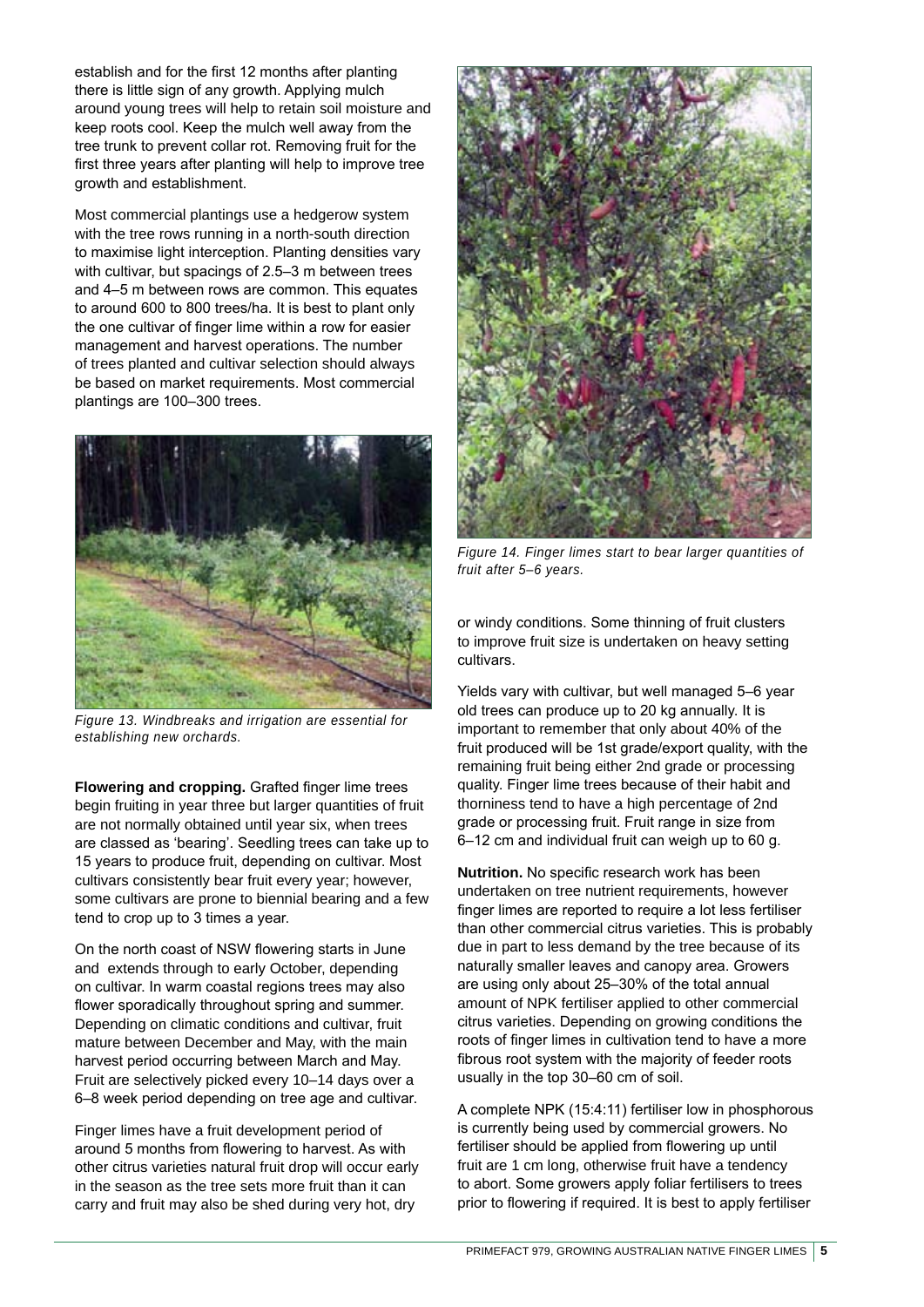establish and for the first 12 months after planting there is little sign of any growth. Applying mulch around young trees will help to retain soil moisture and keep roots cool. Keep the mulch well away from the tree trunk to prevent collar rot. Removing fruit for the first three years after planting will help to improve tree growth and establishment.

Most commercial plantings use a hedgerow system with the tree rows running in a north-south direction to maximise light interception. Planting densities vary with cultivar, but spacings of 2.5–3 m between trees and 4–5 m between rows are common. This equates to around 600 to 800 trees/ha. It is best to plant only the one cultivar of finger lime within a row for easier management and harvest operations. The number of trees planted and cultivar selection should always be based on market requirements. Most commercial plantings are 100–300 trees.

*Figure 13. Windbreaks and irrigation are essential for establishing new orchards.*

**Flowering and cropping.** Grafted finger lime trees begin fruiting in year three but larger quantities of fruit are not normally obtained until year six, when trees are classed as 'bearing'. Seedling trees can take up to 15 years to produce fruit, depending on cultivar. Most cultivars consistently bear fruit every year; however, some cultivars are prone to biennial bearing and a few tend to crop up to 3 times a year.

On the north coast of NSW flowering starts in June and extends through to early October, depending on cultivar. In warm coastal regions trees may also flower sporadically throughout spring and summer. Depending on climatic conditions and cultivar, fruit mature between December and May, with the main harvest period occurring between March and May. Fruit are selectively picked every 10–14 days over a 6–8 week period depending on tree age and cultivar.

Finger limes have a fruit development period of around 5 months from flowering to harvest. As with other citrus varieties natural fruit drop will occur early in the season as the tree sets more fruit than it can carry and fruit may also be shed during very hot, dry or windy conditions. Some thinning of fruit clusters to improve fruit size is undertaken on heavy setting cultivars.

*Figure 14. Finger limes start to bear larger quantities of fruit after 5–6 years.*

Yields vary with cultivar, but well managed 5–6 year old trees can produce up to 20 kg annually. It is important to remember that only about 40% of the fruit produced will be 1st grade/export quality, with the remaining fruit being either 2nd grade or processing quality. Finger lime trees because of their habit and thorniness tend to have a high percentage of 2nd grade or processing fruit. Fruit range in size from 6–12 cm and individual fruit can weigh up to 60 g.

**Nutrition.** No specific research work has been undertaken on tree nutrient requirements, however finger limes are reported to require a lot less fertiliser than other commercial citrus varieties. This is probably due in part to less demand by the tree because of its naturally smaller leaves and canopy area. Growers are using only about 25–30% of the total annual amount of NPK fertiliser applied to other commercial citrus varieties. Depending on growing conditions the roots of finger limes in cultivation tend to have a more fibrous root system with the majority of feeder roots usually in the top 30–60 cm of soil.

A complete NPK (15:4:11) fertiliser low in phosphorous is currently being used by commercial growers. No fertiliser should be applied from flowering up until fruit are 1 cm long, otherwise fruit have a tendency to abort. Some growers apply foliar fertilisers to trees prior to flowering if required. It is best to apply fertiliser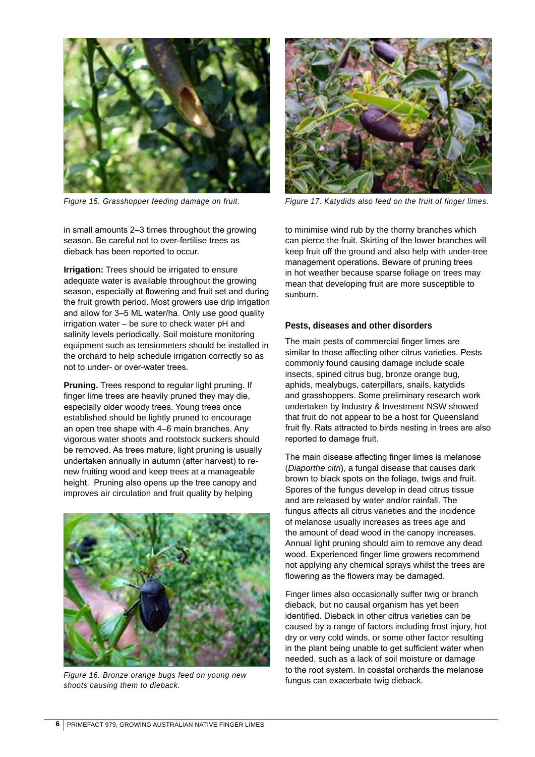Figure 15. Grasshopper feeding damage on fruit.

Figure 17. Katydids also feed on the fruit of finger limes.

in small amounts 2–3 times throughout the growing season. Be careful not to over-fertilise trees as dieback has been reported to occur.

**Irrigation:** Trees should be irrigated to ensure adequate water is available throughout the growing season, especially at flowering and fruit set and during the fruit growth period. Most growers use drip irrigation and allow for 3–5 ML water/ha. Only use good quality irrigation water – be sure to check water pH and salinity levels periodically. Soil moisture monitoring equipment such as tensiometers should be installed in the orchard to help schedule irrigation correctly so as not to under- or over-water trees.

**Pruning.** Trees respond to regular light pruning. If finger lime trees are heavily pruned they may die, especially older woody trees. Young trees once established should be lightly pruned to encourage an open tree shape with 4–6 main branches. Any vigorous water shoots and rootstock suckers should be removed. As trees mature, light pruning is usually undertaken annually in autumn (after harvest) to re-new fruiting wood and keep trees at a manageable height. Pruning also opens up the tree canopy and improves air circulation and fruit quality by helping to minimise wind rub by the thorny branches which can pierce the fruit. Skirting of the lower branches will keep fruit off the ground and also help with under-tree management operations. Beware of pruning trees in hot weather because sparse foliage on trees may mean that developing fruit are more susceptible to sunburn.

Figure 16. Bronze orange bugs feed on young new shoots causing them to dieback.

### Pests, diseases and other disorders

The main pests of commercial finger limes are similar to those affecting other citrus varieties. Pests commonly found causing damage include scale insects, spined citrus bug, bronze orange bug, aphids, mealybugs, caterpillars, snails, katydids and grasshoppers. Some preliminary research work undertaken by Industry & Investment NSW showed that fruit do not appear to be a host for Queensland fruit fly. Rats attracted to birds nesting in trees are also reported to damage fruit.

The main disease affecting finger limes is melanose (*Diaporthe citri*), a fungal disease that causes dark brown to black spots on the foliage, twigs and fruit. Spores of the fungus develop in dead citrus tissue and are released by water and/or rainfall. The fungus affects all citrus varieties and the incidence of melanose usually increases as trees age and the amount of dead wood in the canopy increases. Annual light pruning should aim to remove any dead wood. Experienced finger lime growers recommend not applying any chemical sprays whilst the trees are flowering as the flowers may be damaged.

Finger limes also occasionally suffer twig or branch dieback, but no causal organism has yet been identified. Dieback in other citrus varieties can be caused by a range of factors including frost injury, hot dry or very cold winds, or some other factor resulting in the plant being unable to get sufficient water when needed, such as a lack of soil moisture or damage to the root system. In coastal orchards the melanose fungus can exacerbate twig dieback.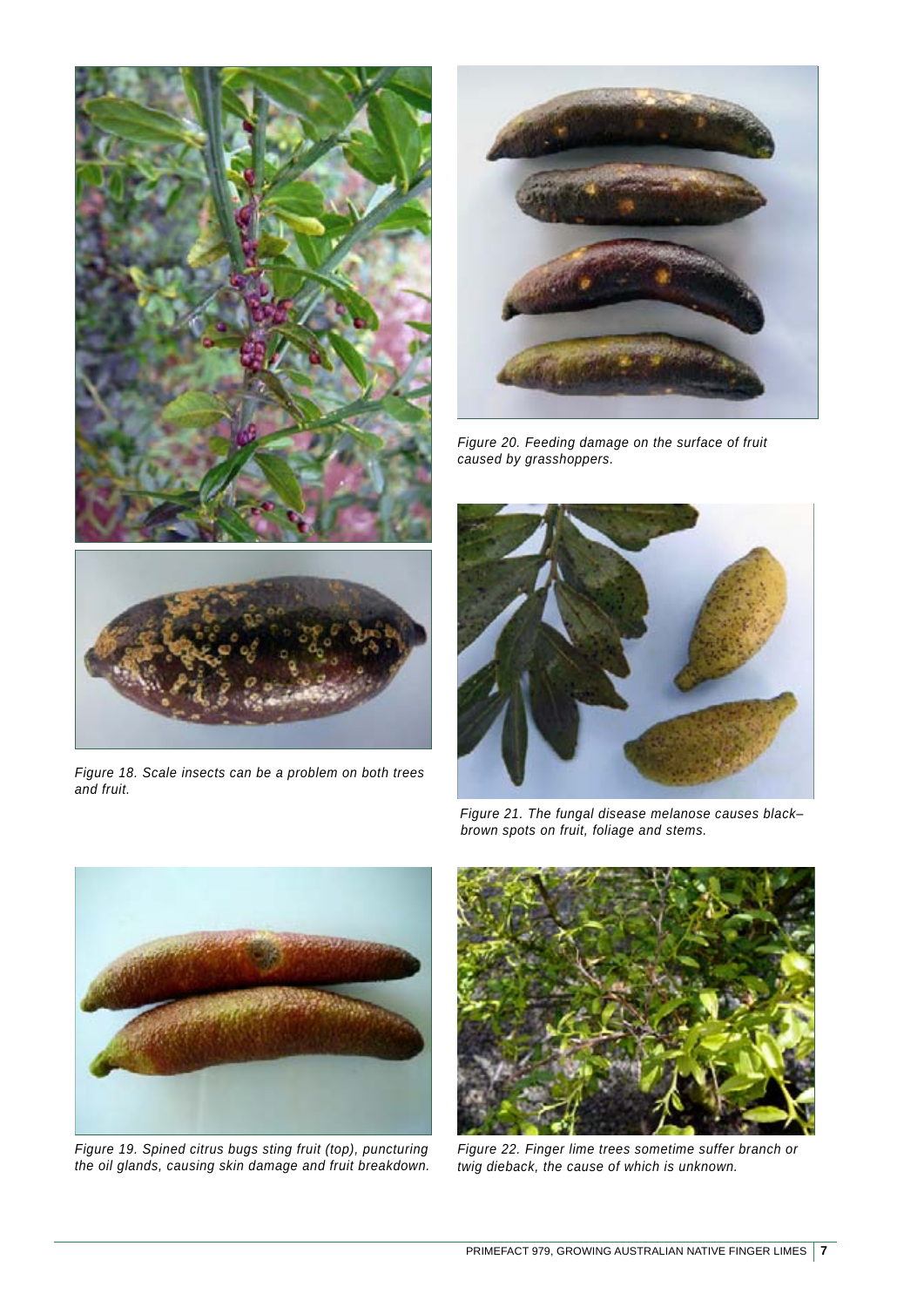*Figure 18. Scale insects can be a problem on both trees and fruit.*

*Figure 20. Feeding damage on the surface of fruit caused by grasshoppers.*

*Figure 21. The fungal disease melanose causes black–brown spots on fruit, foliage and stems.*

*Figure 19. Spined citrus bugs sting fruit (top), puncturing the oil glands, causing skin damage and fruit breakdown.*

*Figure 22. Finger lime trees sometime suffer branch or twig dieback, the cause of which is unknown.*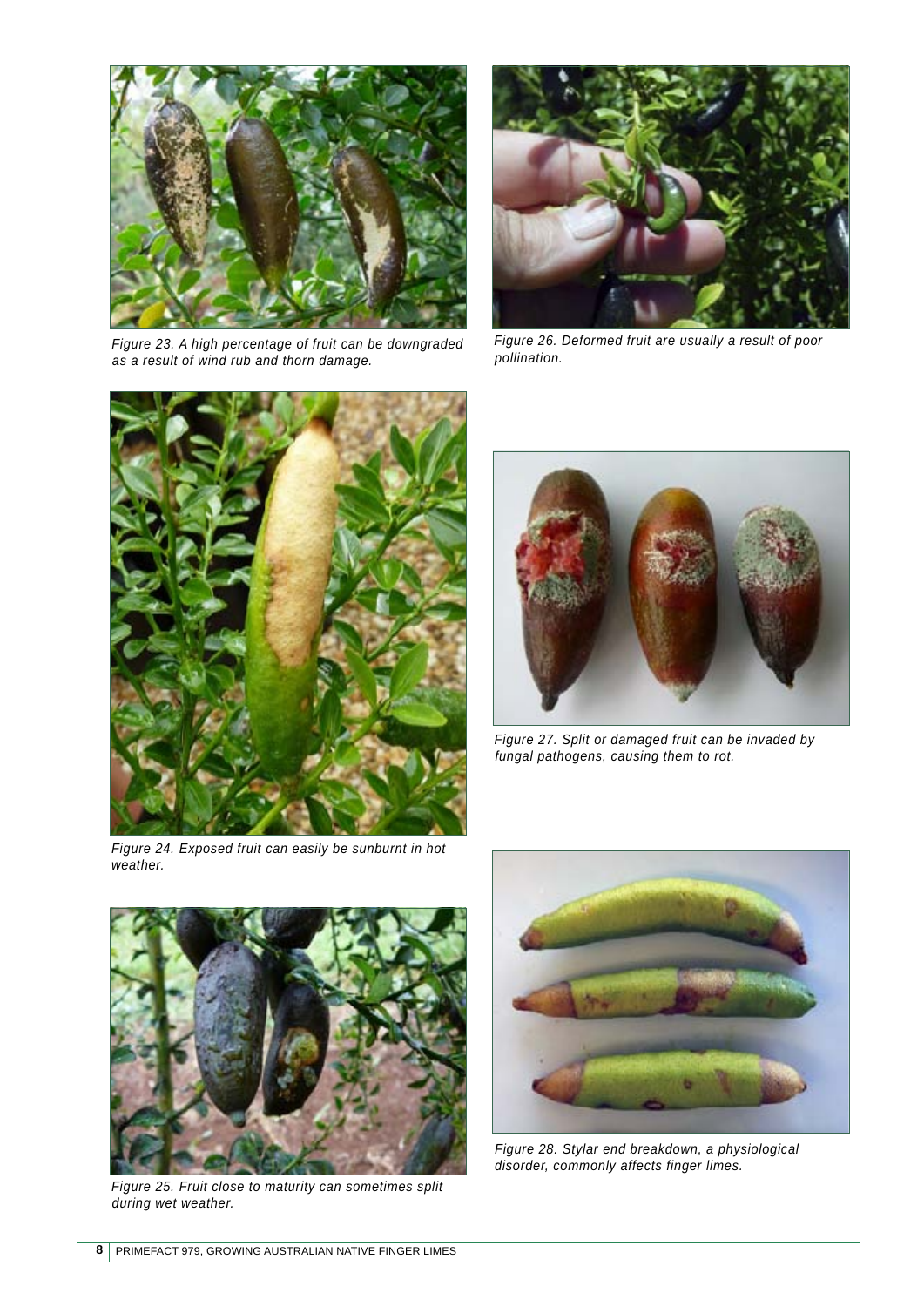Figure 23. A high percentage of fruit can be downgraded as a result of wind rub and thorn damage.

Figure 26. Deformed fruit are usually a result of poor pollination.

Figure 24. Exposed fruit can easily be sunburnt in hot weather.

Figure 27. Split or damaged fruit can be invaded by fungal pathogens, causing them to rot.

Figure 25. Fruit close to maturity can sometimes split during wet weather.

Figure 28. Stylar end breakdown, a physiological disorder, commonly affects finger limes.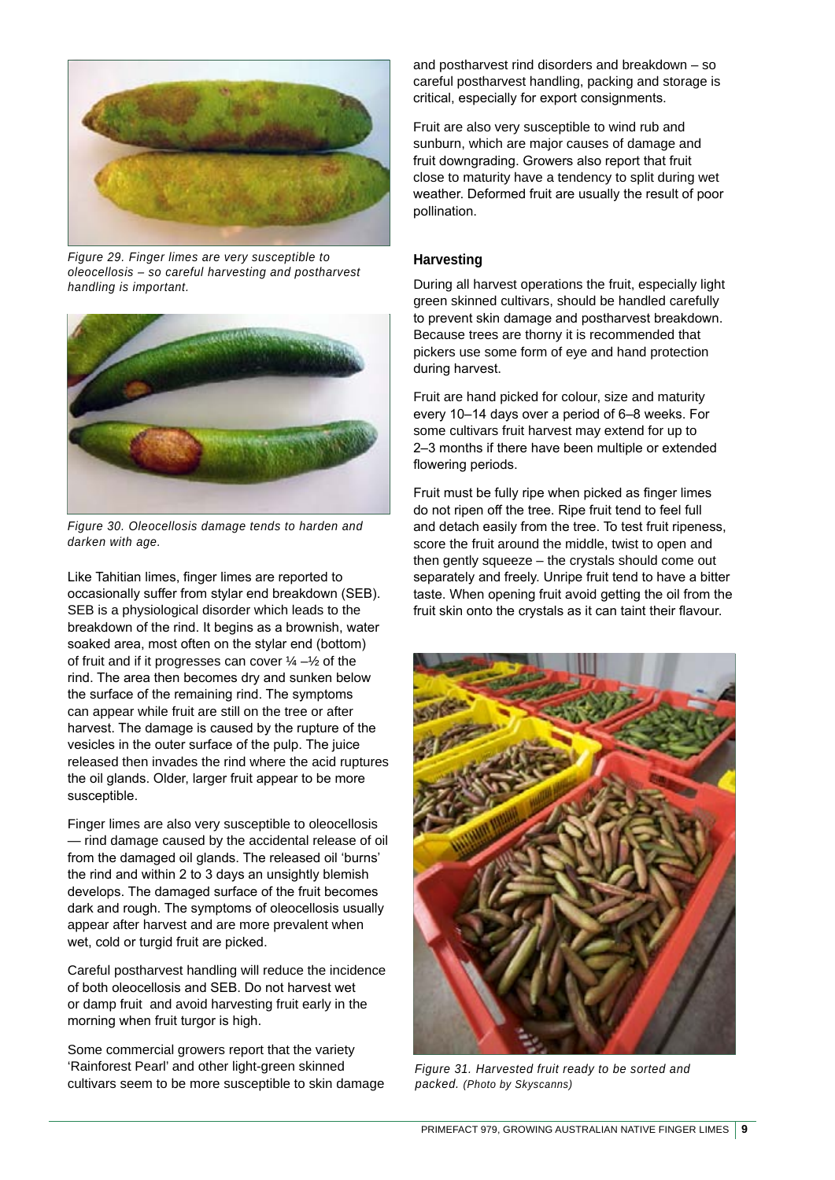Figure 29. Finger limes are very susceptible to oleocellosis – so careful harvesting and postharvest handling is important.

Figure 30. Oleocellosis damage tends to harden and darken with age.

Like Tahitian limes, finger limes are reported to occasionally suffer from stylar end breakdown (SEB). SEB is a physiological disorder which leads to the breakdown of the rind. It begins as a brownish, water soaked area, most often on the stylar end (bottom) of fruit and if it progresses can cover ¼ –½ of the rind. The area then becomes dry and sunken below the surface of the remaining rind. The symptoms can appear while fruit are still on the tree or after harvest. The damage is caused by the rupture of the vesicles in the outer surface of the pulp. The juice released then invades the rind where the acid ruptures the oil glands. Older, larger fruit appear to be more susceptible.

Finger limes are also very susceptible to oleocellosis — rind damage caused by the accidental release of oil from the damaged oil glands. The released oil 'burns' the rind and within 2 to 3 days an unsightly blemish develops. The damaged surface of the fruit becomes dark and rough. The symptoms of oleocellosis usually appear after harvest and are more prevalent when wet, cold or turgid fruit are picked.

Careful postharvest handling will reduce the incidence of both oleocellosis and SEB. Do not harvest wet or damp fruit and avoid harvesting fruit early in the morning when fruit turgor is high.

Some commercial growers report that the variety 'Rainforest Pearl' and other light-green skinned cultivars seem to be more susceptible to skin damage and postharvest rind disorders and breakdown – so careful postharvest handling, packing and storage is critical, especially for export consignments.

Fruit are also very susceptible to wind rub and sunburn, which are major causes of damage and fruit downgrading. Growers also report that fruit close to maturity have a tendency to split during wet weather. Deformed fruit are usually the result of poor pollination.

## Harvesting

During all harvest operations the fruit, especially light green skinned cultivars, should be handled carefully to prevent skin damage and postharvest breakdown. Because trees are thorny it is recommended that pickers use some form of eye and hand protection during harvest.

Fruit are hand picked for colour, size and maturity every 10–14 days over a period of 6–8 weeks. For some cultivars fruit harvest may extend for up to 2–3 months if there have been multiple or extended flowering periods.

Fruit must be fully ripe when picked as finger limes do not ripen off the tree. Ripe fruit tend to feel full and detach easily from the tree. To test fruit ripeness, score the fruit around the middle, twist to open and then gently squeeze – the crystals should come out separately and freely. Unripe fruit tend to have a bitter taste. When opening fruit avoid getting the oil from the fruit skin onto the crystals as it can taint their flavour.

Figure 31. Harvested fruit ready to be sorted and packed. (Photo by Skyscanns)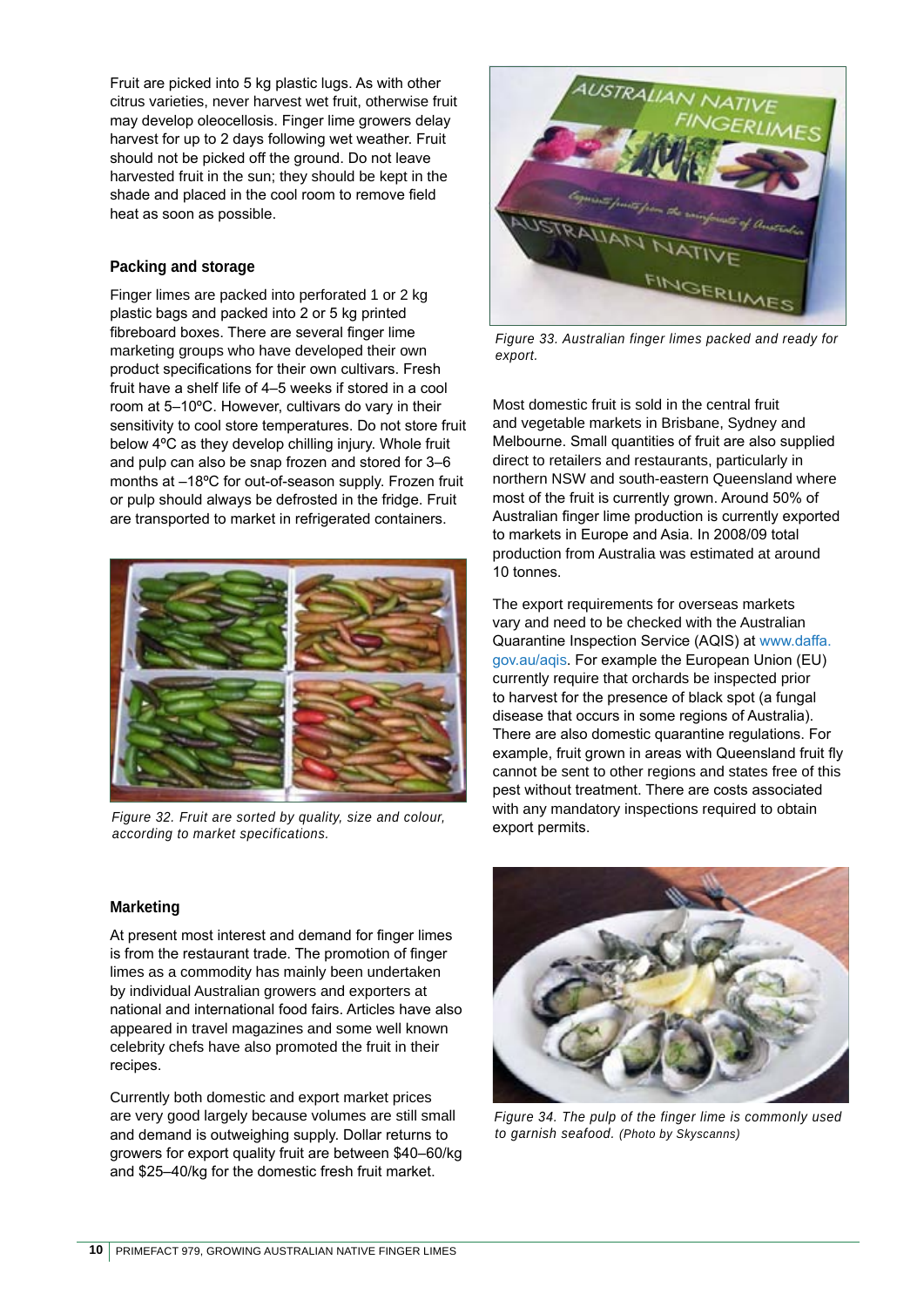Fruit are picked into 5 kg plastic lugs. As with other citrus varieties, never harvest wet fruit, otherwise fruit may develop oleocellosis. Finger lime growers delay harvest for up to 2 days following wet weather. Fruit should not be picked off the ground. Do not leave harvested fruit in the sun; they should be kept in the shade and placed in the cool room to remove field heat as soon as possible.

### Packing and storage

Finger limes are packed into perforated 1 or 2 kg plastic bags and packed into 2 or 5 kg printed fibreboard boxes. There are several finger lime marketing groups who have developed their own product specifications for their own cultivars. Fresh fruit have a shelf life of 4–5 weeks if stored in a cool room at 5–10ºC. However, cultivars do vary in their sensitivity to cool store temperatures. Do not store fruit below 4ºC as they develop chilling injury. Whole fruit and pulp can also be snap frozen and stored for 3–6 months at –18ºC for out-of-season supply. Frozen fruit or pulp should always be defrosted in the fridge. Fruit are transported to market in refrigerated containers.

*Figure 32. Fruit are sorted by quality, size and colour, according to market specifications.*

### Marketing

At present most interest and demand for finger limes is from the restaurant trade. The promotion of finger limes as a commodity has mainly been undertaken by individual Australian growers and exporters at national and international food fairs. Articles have also appeared in travel magazines and some well known celebrity chefs have also promoted the fruit in their recipes.

Currently both domestic and export market prices are very good largely because volumes are still small and demand is outweighing supply. Dollar returns to growers for export quality fruit are between $40–60/kg and $25–40/kg for the domestic fresh fruit market.

*Figure 33. Australian finger limes packed and ready for export.*

Most domestic fruit is sold in the central fruit and vegetable markets in Brisbane, Sydney and Melbourne. Small quantities of fruit are also supplied direct to retailers and restaurants, particularly in northern NSW and south-eastern Queensland where most of the fruit is currently grown. Around 50% of Australian finger lime production is currently exported to markets in Europe and Asia. In 2008/09 total production from Australia was estimated at around 10 tonnes.

The export requirements for overseas markets vary and need to be checked with the Australian Quarantine Inspection Service (AQIS) at www.daffa.gov.au/aqis. For example the European Union (EU) currently require that orchards be inspected prior to harvest for the presence of black spot (a fungal disease that occurs in some regions of Australia). There are also domestic quarantine regulations. For example, fruit grown in areas with Queensland fruit fly cannot be sent to other regions and states free of this pest without treatment. There are costs associated with any mandatory inspections required to obtain export permits.

*Figure 34. The pulp of the finger lime is commonly used to garnish seafood. (Photo by Skyscanns)*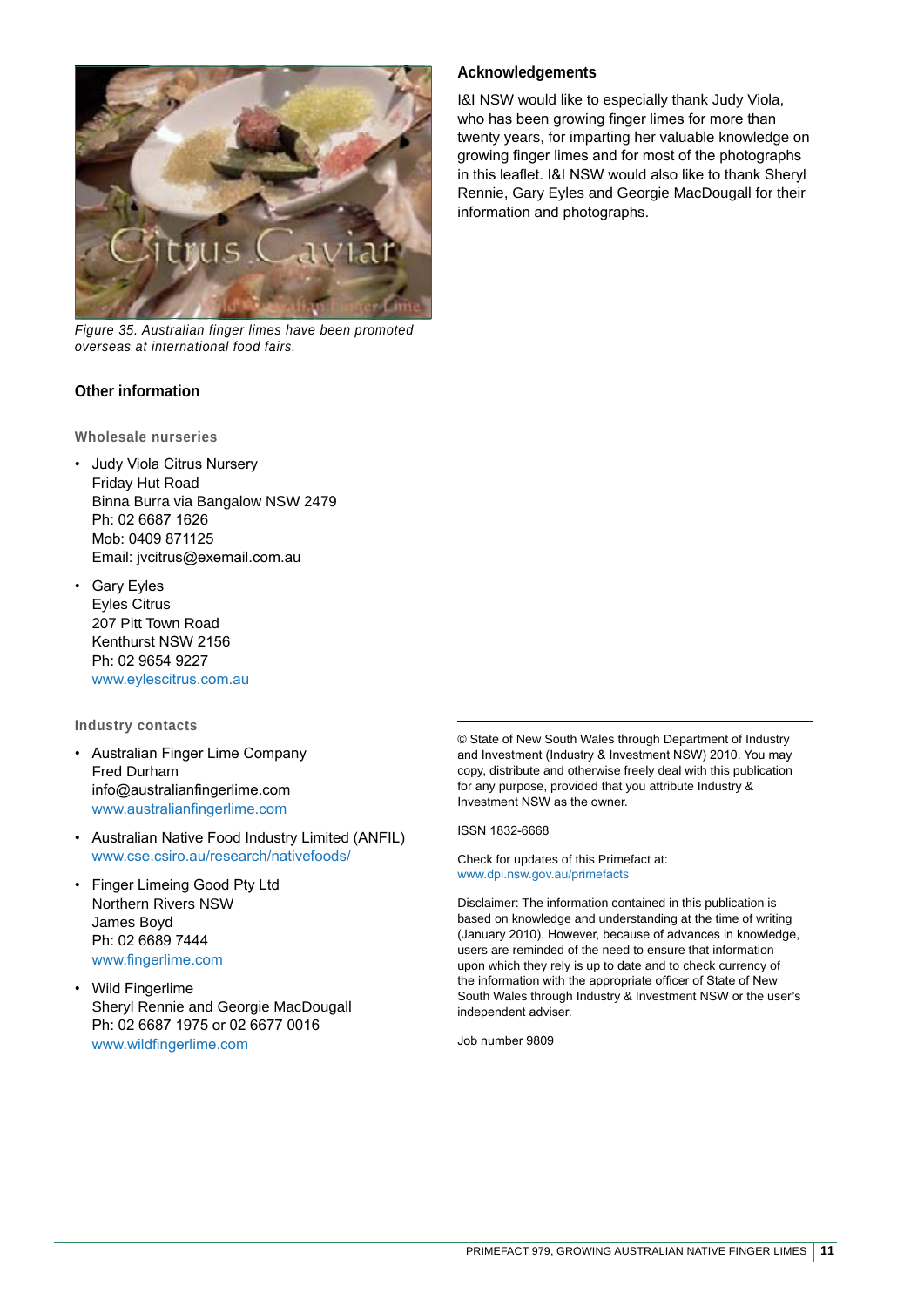Figure 35. Australian finger limes have been promoted overseas at international food fairs.

## Other information

### Wholesale nurseries

- Judy Viola Citrus Nursery
  Friday Hut Road
  Binna Burra via Bangalow NSW 2479
  Ph: 02 6687 1626
  Mob: 0409 871125
  Email: jvcitrus@exemail.com.au
- Gary Eyles
  Eyles Citrus
  207 Pitt Town Road
  Kenthurst NSW 2156
  Ph: 02 9654 9227
  www.eylescitrus.com.au

### Industry contacts

- Australian Finger Lime Company
  Fred Durham
  info@australianfingerlime.com
  www.australianfingerlime.com
- Australian Native Food Industry Limited (ANFIL)
  www.cse.csiro.au/research/nativefoods/
- Finger Limeing Good Pty Ltd
  Northern Rivers NSW
  James Boyd
  Ph: 02 6689 7444
  www.fingerlime.com
- Wild Fingerlime
  Sheryl Rennie and Georgie MacDougall
  Ph: 02 6687 1975 or 02 6677 0016
  www.wildfingerlime.com

## Acknowledgements

I&I NSW would like to especially thank Judy Viola, who has been growing finger limes for more than twenty years, for imparting her valuable knowledge on growing finger limes and for most of the photographs in this leaflet. I&I NSW would also like to thank Sheryl Rennie, Gary Eyles and Georgie MacDougall for their information and photographs.

---

© State of New South Wales through Department of Industry and Investment (Industry & Investment NSW) 2010. You may copy, distribute and otherwise freely deal with this publication for any purpose, provided that you attribute Industry & Investment NSW as the owner.

ISSN 1832-6668

Check for updates of this Primefact at:
www.dpi.nsw.gov.au/primefacts

Disclaimer: The information contained in this publication is based on knowledge and understanding at the time of writing (January 2010). However, because of advances in knowledge, users are reminded of the need to ensure that information upon which they rely is up to date and to check currency of the information with the appropriate officer of State of New South Wales through Industry & Investment NSW or the user's independent adviser.

Job number 9809